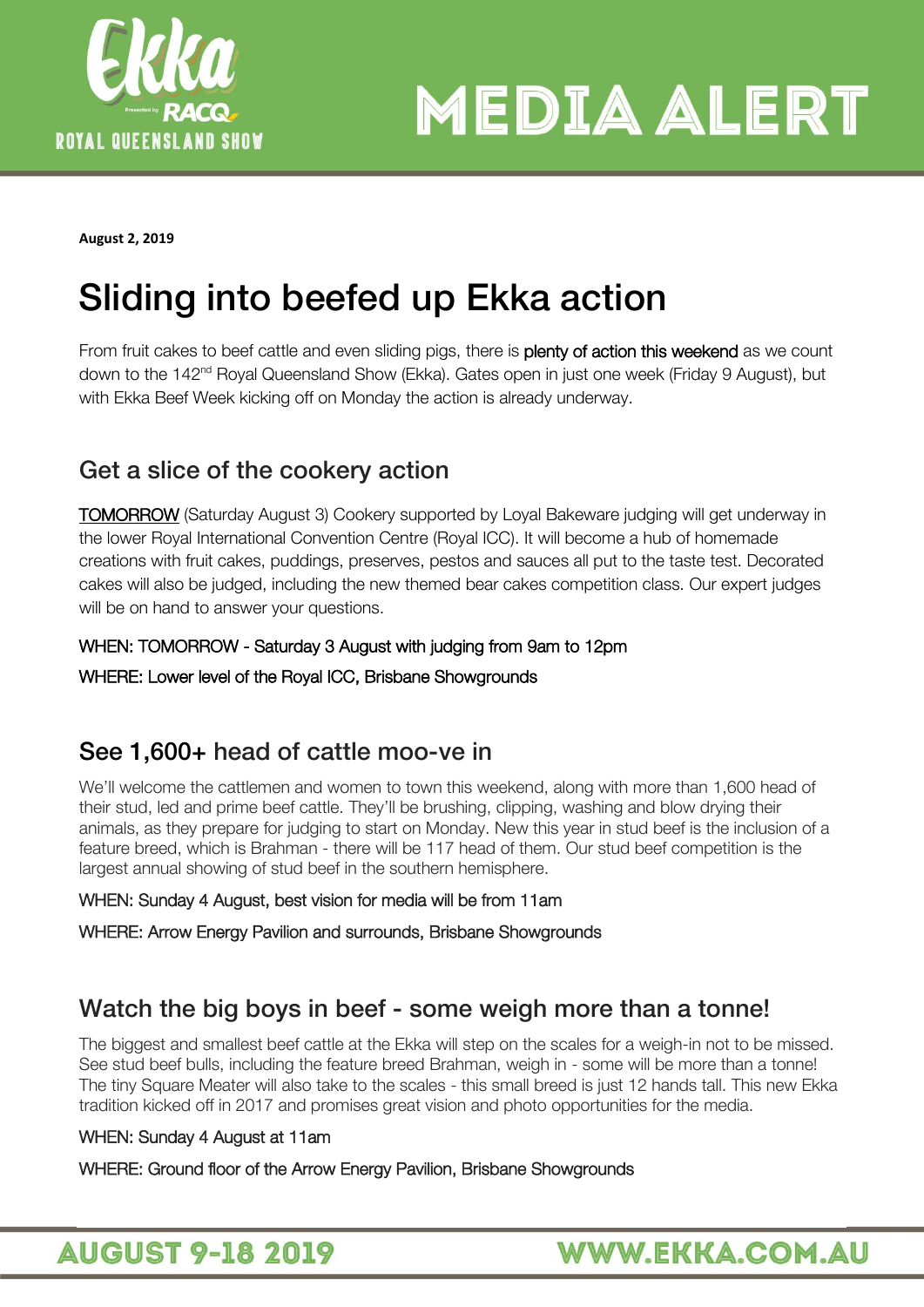**August 2, 2019**

# Sliding into beefed up Ekka action

From fruit cakes to beef cattle and even sliding pigs, there is plenty of action this weekend as we count down to the 142nd Royal Queensland Show (Ekka). Gates open in just one week (Friday 9 August), but with Ekka Beef Week kicking off on Monday the action is already underway.

## Get a slice of the cookery action

TOMORROW (Saturday August 3) Cookery supported by Loyal Bakeware judging will get underway in the lower Royal International Convention Centre (Royal ICC). It will become a hub of homemade creations with fruit cakes, puddings, preserves, pestos and sauces all put to the taste test. Decorated cakes will also be judged, including the new themed bear cakes competition class. Our expert judges will be on hand to answer your questions.

WHEN: TOMORROW - Saturday 3 August with judging from 9am to 12pm

WHERE: Lower level of the Royal ICC, Brisbane Showgrounds

## See 1,600+ head of cattle moo-ve in

We'll welcome the cattlemen and women to town this weekend, along with more than 1,600 head of their stud, led and prime beef cattle. They'll be brushing, clipping, washing and blow drying their animals, as they prepare for judging to start on Monday. New this year in stud beef is the inclusion of a feature breed, which is Brahman - there will be 117 head of them. Our stud beef competition is the largest annual showing of stud beef in the southern hemisphere.

WHEN: Sunday 4 August, best vision for media will be from 11am

WHERE: Arrow Energy Pavilion and surrounds, Brisbane Showgrounds

## Watch the big boys in beef - some weigh more than a tonne!

The biggest and smallest beef cattle at the Ekka will step on the scales for a weigh-in not to be missed. See stud beef bulls, including the feature breed Brahman, weigh in - some will be more than a tonne! The tiny Square Meater will also take to the scales - this small breed is just 12 hands tall. This new Ekka tradition kicked off in 2017 and promises great vision and photo opportunities for the media.

WHEN: Sunday 4 August at 11am

WHERE: Ground floor of the Arrow Energy Pavilion, Brisbane Showgrounds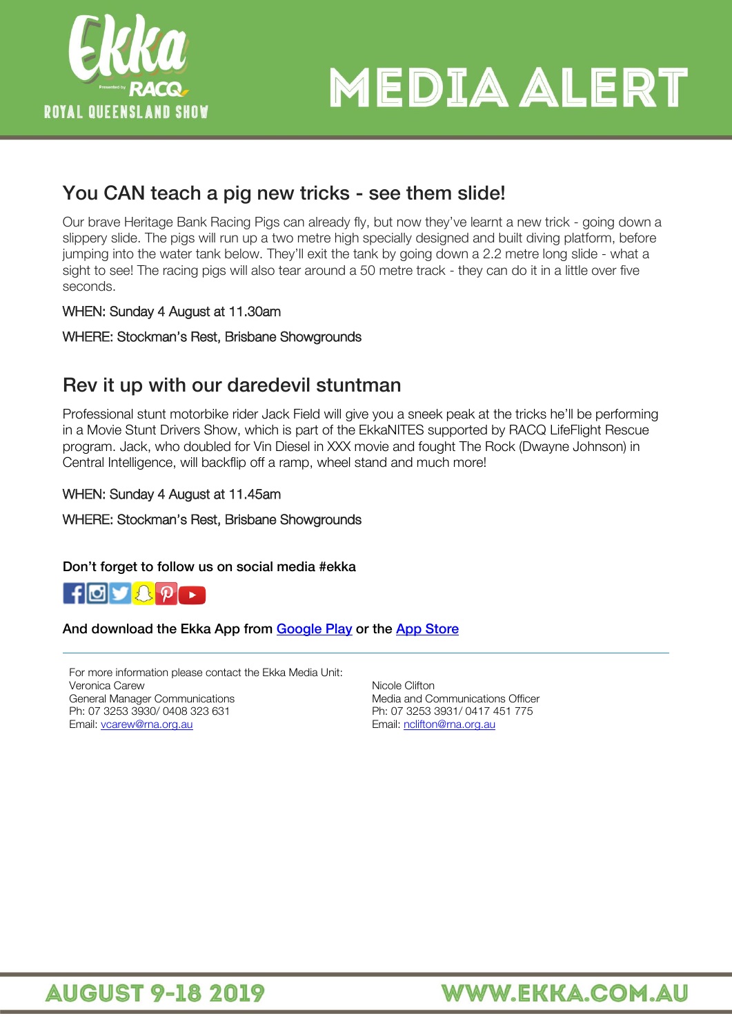# MEDIA ALERT

## You CAN teach a pig new tricks - see them slide!

Our brave Heritage Bank Racing Pigs can already fly, but now they've learnt a new trick - going down a slippery slide. The pigs will run up a two metre high specially designed and built diving platform, before jumping into the water tank below. They'll exit the tank by going down a 2.2 metre long slide - what a sight to see! The racing pigs will also tear around a 50 metre track - they can do it in a little over five seconds.

WHEN: Sunday 4 August at 11.30am

WHERE: Stockman's Rest, Brisbane Showgrounds

## Rev it up with our daredevil stuntman

Professional stunt motorbike rider Jack Field will give you a sneek peak at the tricks he'll be performing in a Movie Stunt Drivers Show, which is part of the EkkaNITES supported by RACQ LifeFlight Rescue program. Jack, who doubled for Vin Diesel in XXX movie and fought The Rock (Dwayne Johnson) in Central Intelligence, will backflip off a ramp, wheel stand and much more!

WHEN: Sunday 4 August at 11.45am

WHERE: Stockman's Rest, Brisbane Showgrounds

**Don't forget to follow us on social media #ekka**

**And download the Ekka App from Google Play or the App Store**

---

For more information please contact the Ekka Media Unit:
Veronica Carew
General Manager Communications
Ph: 07 3253 3930/ 0408 323 631
Email: vcarew@rna.org.au

Nicole Clifton
Media and Communications Officer
Ph: 07 3253 3931/ 0417 451 775
Email: nclifton@rna.org.au

AUGUST 9-18 2019 WWW.EKKA.COM.AU